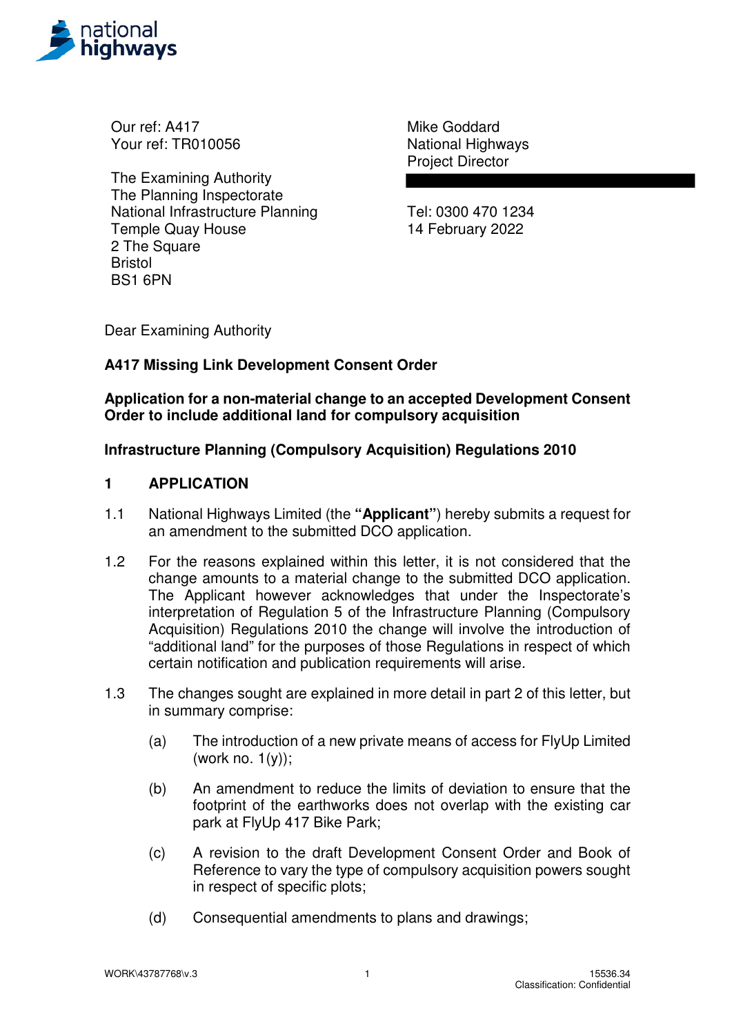Our ref: A417
Your ref: TR010056

The Examining Authority
The Planning Inspectorate
National Infrastructure Planning
Temple Quay House
2 The Square
Bristol
BS1 6PN

Mike Goddard
National Highways
Project Director

Tel: 0300 470 1234
14 February 2022

Dear Examining Authority

**A417 Missing Link Development Consent Order**

**Application for a non-material change to an accepted Development Consent Order to include additional land for compulsory acquisition**

**Infrastructure Planning (Compulsory Acquisition) Regulations 2010**

## 1 APPLICATION

1.1 National Highways Limited (the **"Applicant"**) hereby submits a request for an amendment to the submitted DCO application.

1.2 For the reasons explained within this letter, it is not considered that the change amounts to a material change to the submitted DCO application. The Applicant however acknowledges that under the Inspectorate's interpretation of Regulation 5 of the Infrastructure Planning (Compulsory Acquisition) Regulations 2010 the change will involve the introduction of "additional land" for the purposes of those Regulations in respect of which certain notification and publication requirements will arise.

1.3 The changes sought are explained in more detail in part 2 of this letter, but in summary comprise:

(a) The introduction of a new private means of access for FlyUp Limited (work no. 1(y));

(b) An amendment to reduce the limits of deviation to ensure that the footprint of the earthworks does not overlap with the existing car park at FlyUp 417 Bike Park;

(c) A revision to the draft Development Consent Order and Book of Reference to vary the type of compulsory acquisition powers sought in respect of specific plots;

(d) Consequential amendments to plans and drawings;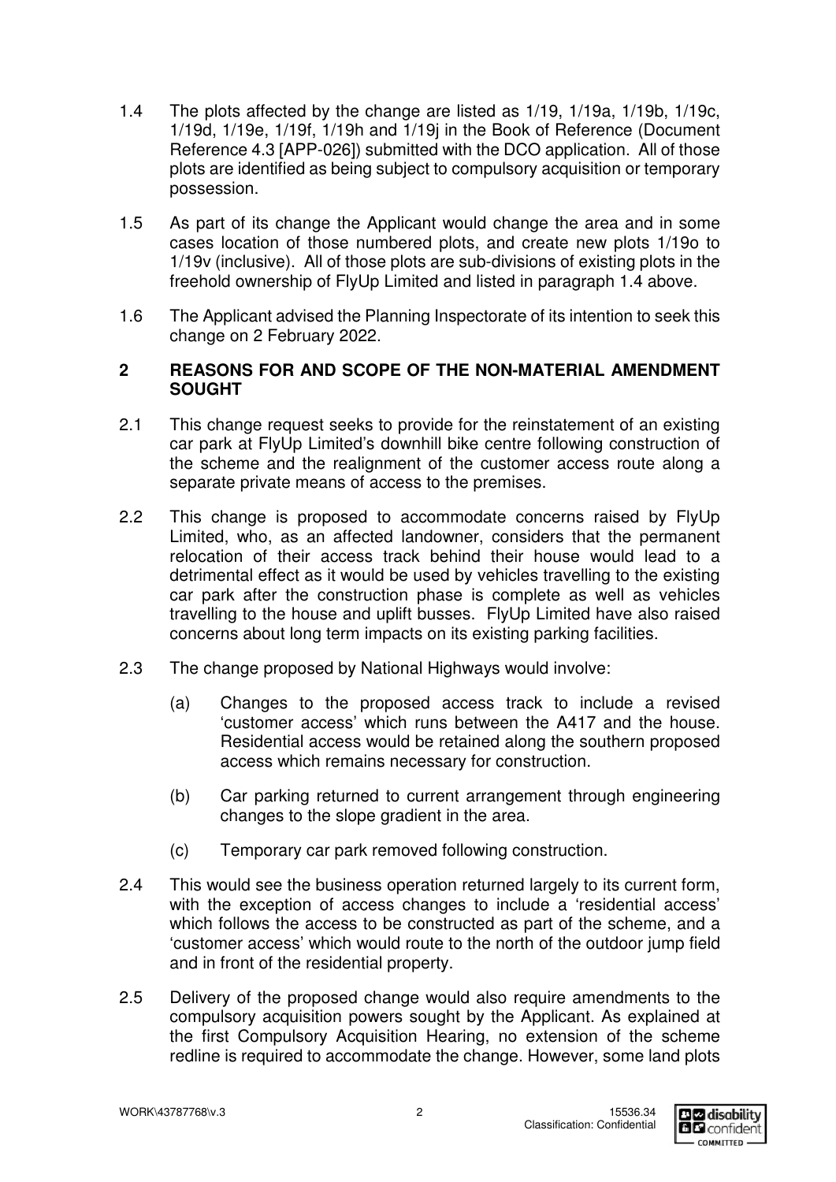1.4 The plots affected by the change are listed as 1/19, 1/19a, 1/19b, 1/19c, 1/19d, 1/19e, 1/19f, 1/19h and 1/19j in the Book of Reference (Document Reference 4.3 [APP-026]) submitted with the DCO application. All of those plots are identified as being subject to compulsory acquisition or temporary possession.

1.5 As part of its change the Applicant would change the area and in some cases location of those numbered plots, and create new plots 1/19o to 1/19v (inclusive). All of those plots are sub-divisions of existing plots in the freehold ownership of FlyUp Limited and listed in paragraph 1.4 above.

1.6 The Applicant advised the Planning Inspectorate of its intention to seek this change on 2 February 2022.

## 2 REASONS FOR AND SCOPE OF THE NON-MATERIAL AMENDMENT SOUGHT

2.1 This change request seeks to provide for the reinstatement of an existing car park at FlyUp Limited's downhill bike centre following construction of the scheme and the realignment of the customer access route along a separate private means of access to the premises.

2.2 This change is proposed to accommodate concerns raised by FlyUp Limited, who, as an affected landowner, considers that the permanent relocation of their access track behind their house would lead to a detrimental effect as it would be used by vehicles travelling to the existing car park after the construction phase is complete as well as vehicles travelling to the house and uplift busses. FlyUp Limited have also raised concerns about long term impacts on its existing parking facilities.

2.3 The change proposed by National Highways would involve:

(a) Changes to the proposed access track to include a revised 'customer access' which runs between the A417 and the house. Residential access would be retained along the southern proposed access which remains necessary for construction.

(b) Car parking returned to current arrangement through engineering changes to the slope gradient in the area.

(c) Temporary car park removed following construction.

2.4 This would see the business operation returned largely to its current form, with the exception of access changes to include a 'residential access' which follows the access to be constructed as part of the scheme, and a 'customer access' which would route to the north of the outdoor jump field and in front of the residential property.

2.5 Delivery of the proposed change would also require amendments to the compulsory acquisition powers sought by the Applicant. As explained at the first Compulsory Acquisition Hearing, no extension of the scheme redline is required to accommodate the change. However, some land plots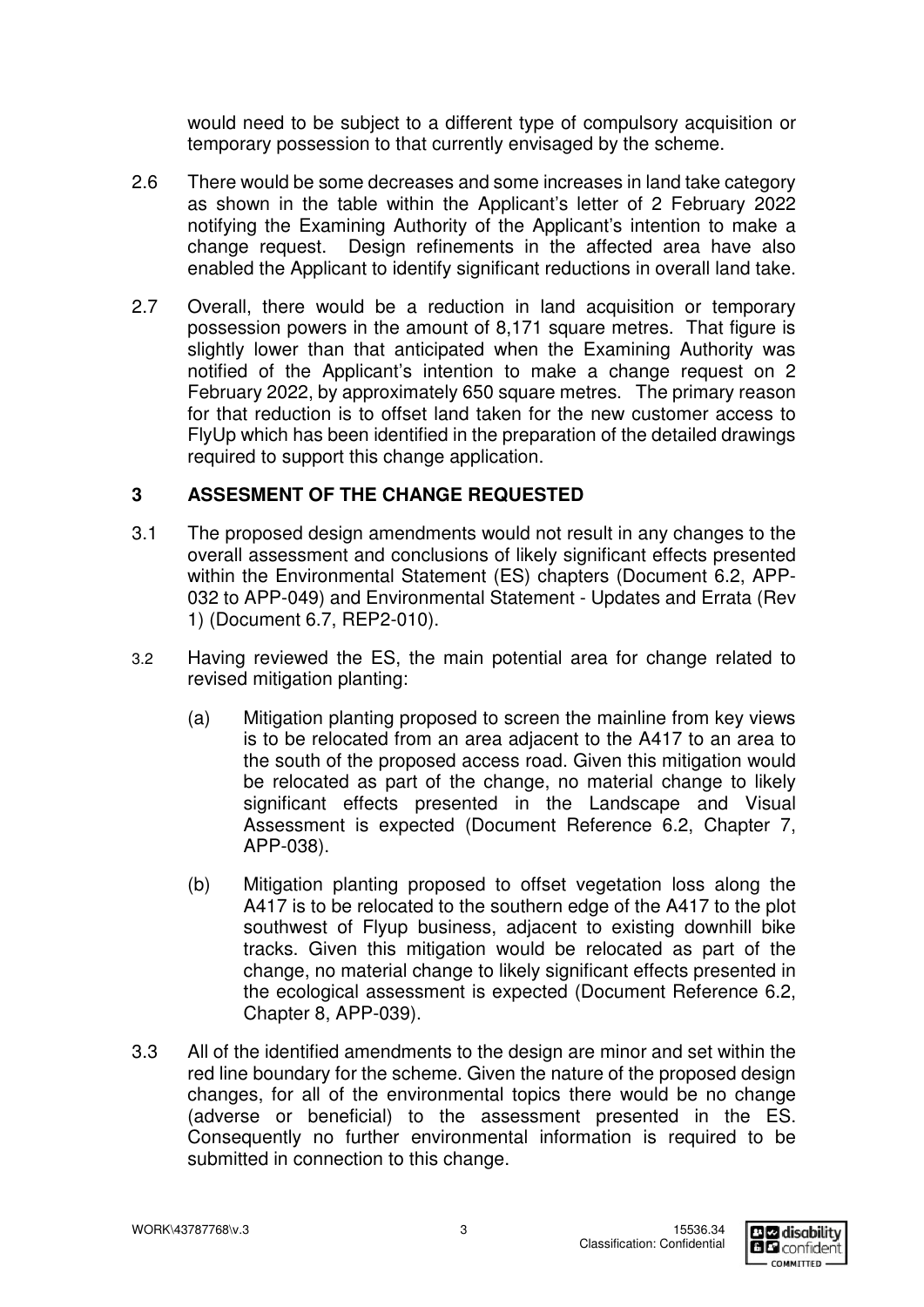would need to be subject to a different type of compulsory acquisition or temporary possession to that currently envisaged by the scheme.

2.6 There would be some decreases and some increases in land take category as shown in the table within the Applicant's letter of 2 February 2022 notifying the Examining Authority of the Applicant's intention to make a change request. Design refinements in the affected area have also enabled the Applicant to identify significant reductions in overall land take.

2.7 Overall, there would be a reduction in land acquisition or temporary possession powers in the amount of 8,171 square metres. That figure is slightly lower than that anticipated when the Examining Authority was notified of the Applicant's intention to make a change request on 2 February 2022, by approximately 650 square metres. The primary reason for that reduction is to offset land taken for the new customer access to FlyUp which has been identified in the preparation of the detailed drawings required to support this change application.

## 3 ASSESMENT OF THE CHANGE REQUESTED

3.1 The proposed design amendments would not result in any changes to the overall assessment and conclusions of likely significant effects presented within the Environmental Statement (ES) chapters (Document 6.2, APP-032 to APP-049) and Environmental Statement - Updates and Errata (Rev 1) (Document 6.7, REP2-010).

3.2 Having reviewed the ES, the main potential area for change related to revised mitigation planting:

(a) Mitigation planting proposed to screen the mainline from key views is to be relocated from an area adjacent to the A417 to an area to the south of the proposed access road. Given this mitigation would be relocated as part of the change, no material change to likely significant effects presented in the Landscape and Visual Assessment is expected (Document Reference 6.2, Chapter 7, APP-038).

(b) Mitigation planting proposed to offset vegetation loss along the A417 is to be relocated to the southern edge of the A417 to the plot southwest of Flyup business, adjacent to existing downhill bike tracks. Given this mitigation would be relocated as part of the change, no material change to likely significant effects presented in the ecological assessment is expected (Document Reference 6.2, Chapter 8, APP-039).

3.3 All of the identified amendments to the design are minor and set within the red line boundary for the scheme. Given the nature of the proposed design changes, for all of the environmental topics there would be no change (adverse or beneficial) to the assessment presented in the ES. Consequently no further environmental information is required to be submitted in connection to this change.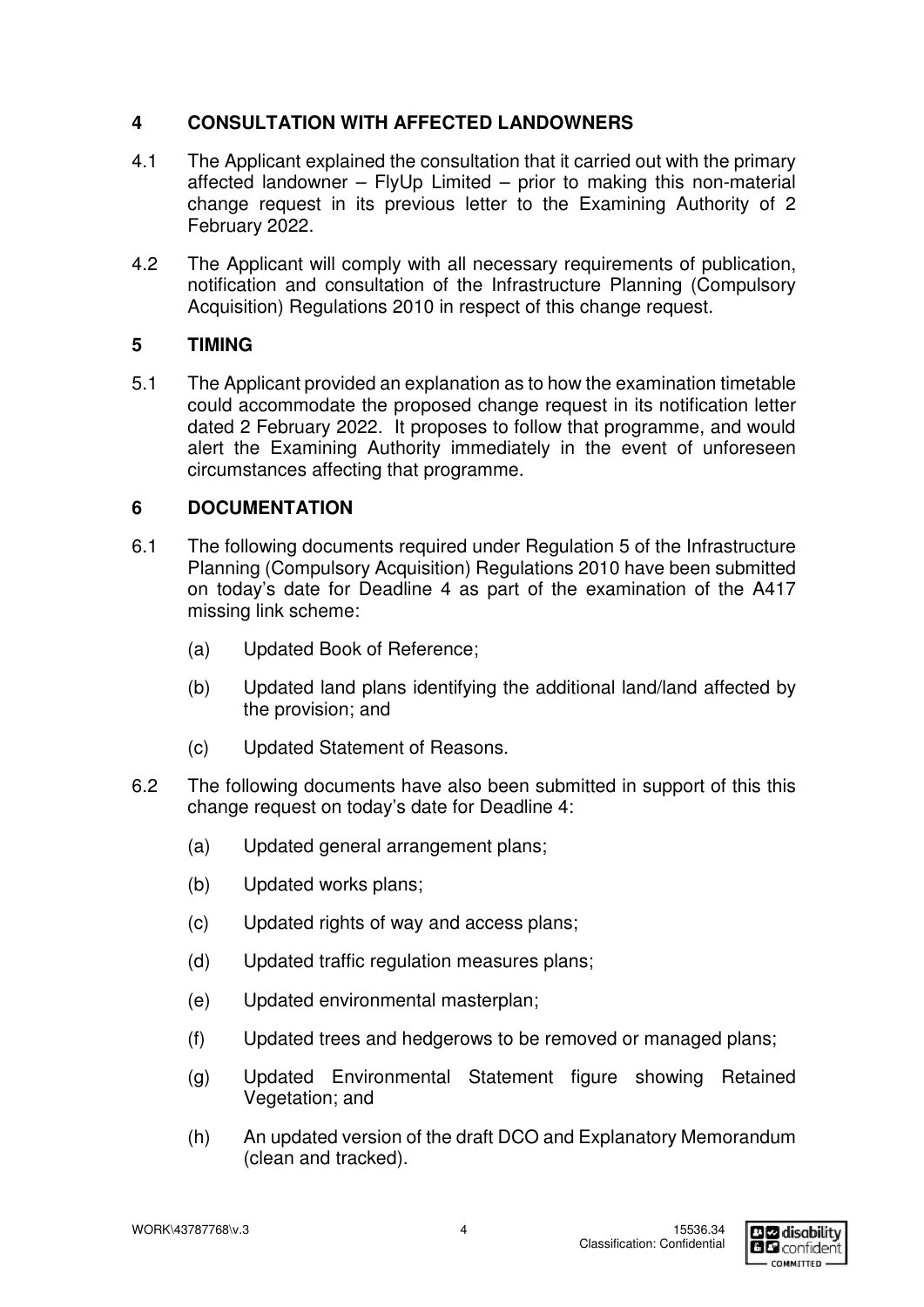## 4 CONSULTATION WITH AFFECTED LANDOWNERS

4.1 The Applicant explained the consultation that it carried out with the primary affected landowner – FlyUp Limited – prior to making this non-material change request in its previous letter to the Examining Authority of 2 February 2022.

4.2 The Applicant will comply with all necessary requirements of publication, notification and consultation of the Infrastructure Planning (Compulsory Acquisition) Regulations 2010 in respect of this change request.

## 5 TIMING

5.1 The Applicant provided an explanation as to how the examination timetable could accommodate the proposed change request in its notification letter dated 2 February 2022. It proposes to follow that programme, and would alert the Examining Authority immediately in the event of unforeseen circumstances affecting that programme.

## 6 DOCUMENTATION

6.1 The following documents required under Regulation 5 of the Infrastructure Planning (Compulsory Acquisition) Regulations 2010 have been submitted on today's date for Deadline 4 as part of the examination of the A417 missing link scheme:

(a) Updated Book of Reference;

(b) Updated land plans identifying the additional land/land affected by the provision; and

(c) Updated Statement of Reasons.

6.2 The following documents have also been submitted in support of this this change request on today's date for Deadline 4:

(a) Updated general arrangement plans;

(b) Updated works plans;

(c) Updated rights of way and access plans;

(d) Updated traffic regulation measures plans;

(e) Updated environmental masterplan;

(f) Updated trees and hedgerows to be removed or managed plans;

(g) Updated Environmental Statement figure showing Retained Vegetation; and

(h) An updated version of the draft DCO and Explanatory Memorandum (clean and tracked).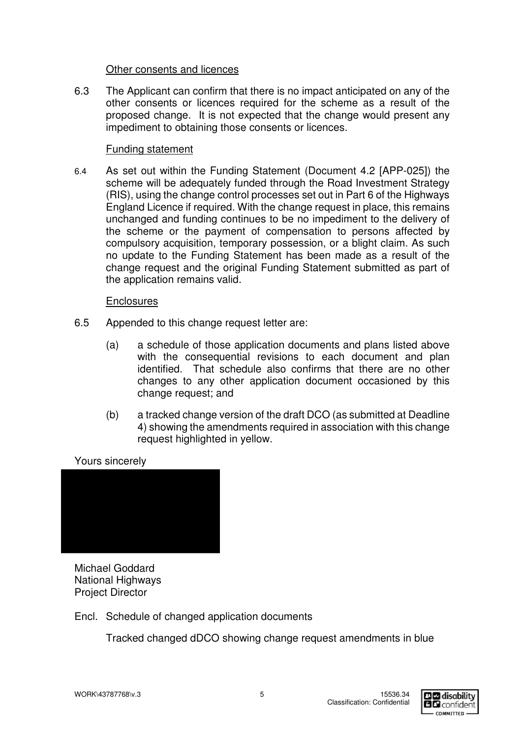Other consents and licences

6.3 The Applicant can confirm that there is no impact anticipated on any of the other consents or licences required for the scheme as a result of the proposed change. It is not expected that the change would present any impediment to obtaining those consents or licences.

Funding statement

6.4 As set out within the Funding Statement (Document 4.2 [APP-025]) the scheme will be adequately funded through the Road Investment Strategy (RIS), using the change control processes set out in Part 6 of the Highways England Licence if required. With the change request in place, this remains unchanged and funding continues to be no impediment to the delivery of the scheme or the payment of compensation to persons affected by compulsory acquisition, temporary possession, or a blight claim. As such no update to the Funding Statement has been made as a result of the change request and the original Funding Statement submitted as part of the application remains valid.

Enclosures

6.5 Appended to this change request letter are:

(a) a schedule of those application documents and plans listed above with the consequential revisions to each document and plan identified. That schedule also confirms that there are no other changes to any other application document occasioned by this change request; and

(b) a tracked change version of the draft DCO (as submitted at Deadline 4) showing the amendments required in association with this change request highlighted in yellow.

Yours sincerely

Michael Goddard
National Highways
Project Director

Encl. Schedule of changed application documents

Tracked changed dDCO showing change request amendments in blue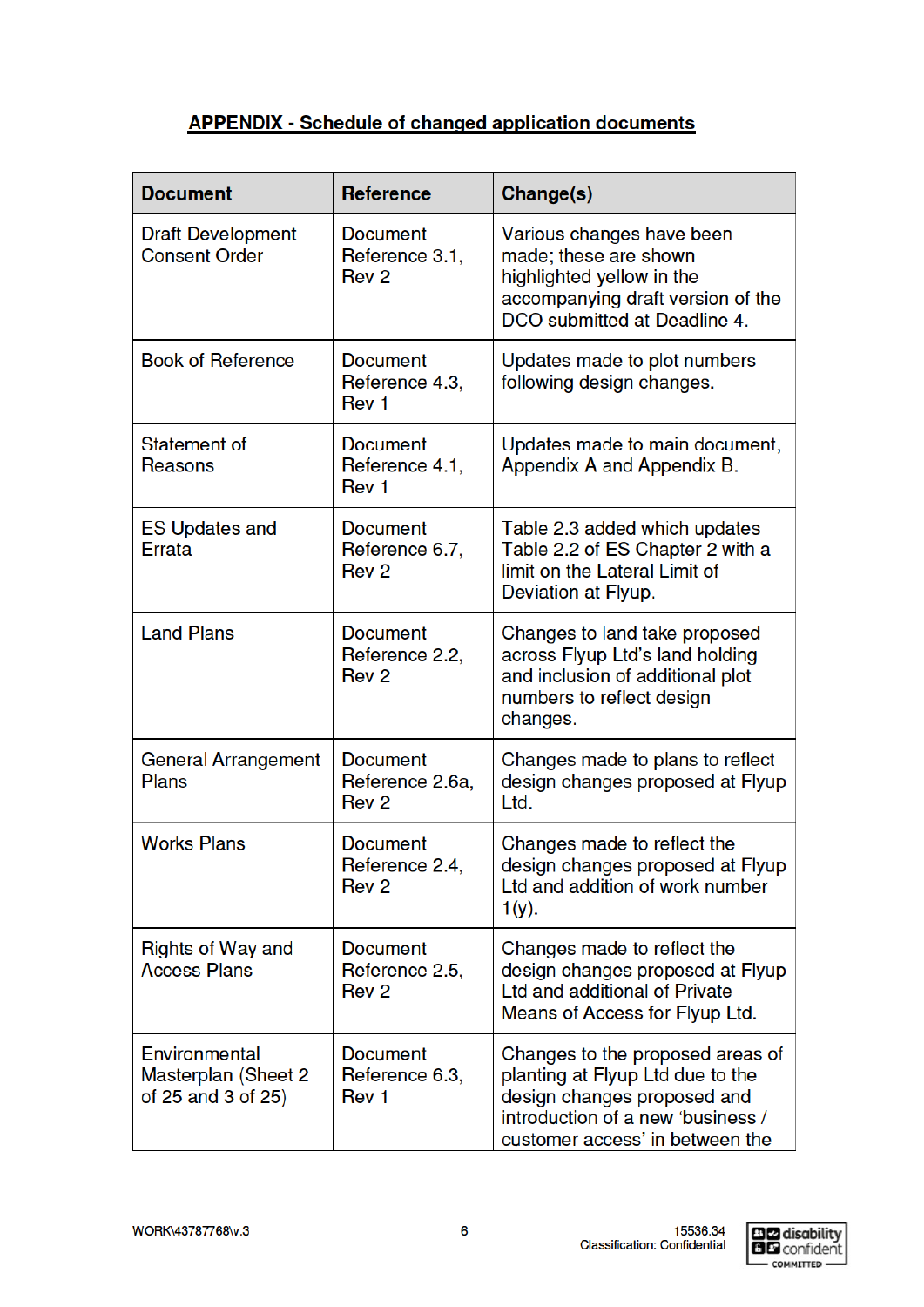## APPENDIX - Schedule of changed application documents

| Document | Reference | Change(s) |
|---|---|---|
| Draft Development Consent Order | Document Reference 3.1, Rev 2 | Various changes have been made; these are shown highlighted yellow in the accompanying draft version of the DCO submitted at Deadline 4. |
| Book of Reference | Document Reference 4.3, Rev 1 | Updates made to plot numbers following design changes. |
| Statement of Reasons | Document Reference 4.1, Rev 1 | Updates made to main document, Appendix A and Appendix B. |
| ES Updates and Errata | Document Reference 6.7, Rev 2 | Table 2.3 added which updates Table 2.2 of ES Chapter 2 with a limit on the Lateral Limit of Deviation at Flyup. |
| Land Plans | Document Reference 2.2, Rev 2 | Changes to land take proposed across Flyup Ltd's land holding and inclusion of additional plot numbers to reflect design changes. |
| General Arrangement Plans | Document Reference 2.6a, Rev 2 | Changes made to plans to reflect design changes proposed at Flyup Ltd. |
| Works Plans | Document Reference 2.4, Rev 2 | Changes made to reflect the design changes proposed at Flyup Ltd and addition of work number 1(y). |
| Rights of Way and Access Plans | Document Reference 2.5, Rev 2 | Changes made to reflect the design changes proposed at Flyup Ltd and additional of Private Means of Access for Flyup Ltd. |
| Environmental Masterplan (Sheet 2 of 25 and 3 of 25) | Document Reference 6.3, Rev 1 | Changes to the proposed areas of planting at Flyup Ltd due to the design changes proposed and introduction of a new 'business / customer access' in between the |

WORK\43787768\v.3

15536.34
Classification: Confidential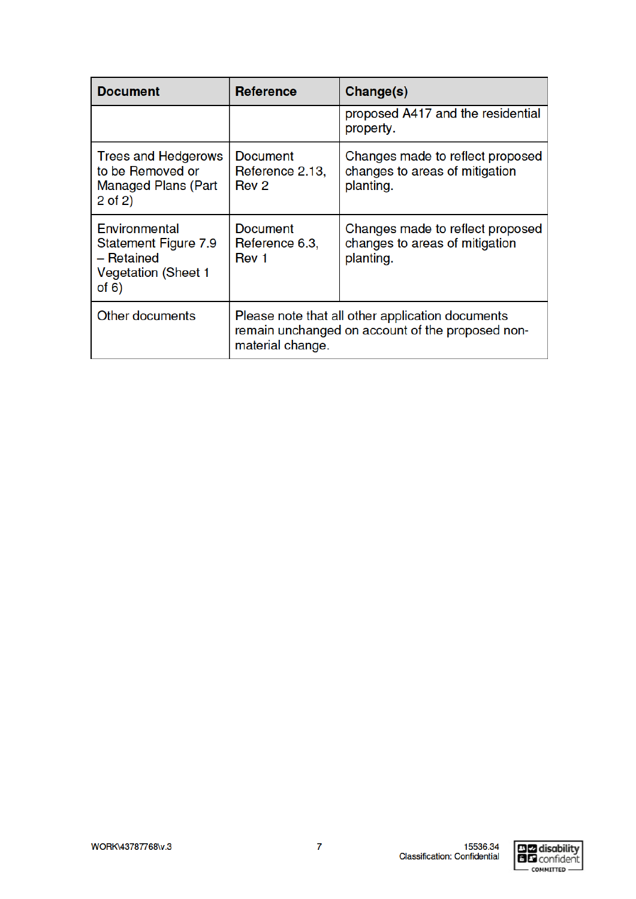| Document | Reference | Change(s) |
| --- | --- | --- |
| | | proposed A417 and the residential property. |
| Trees and Hedgerows to be Removed or Managed Plans (Part 2 of 2) | Document Reference 2.13, Rev 2 | Changes made to reflect proposed changes to areas of mitigation planting. |
| Environmental Statement Figure 7.9 – Retained Vegetation (Sheet 1 of 6) | Document Reference 6.3, Rev 1 | Changes made to reflect proposed changes to areas of mitigation planting. |
| Other documents | Please note that all other application documents remain unchanged on account of the proposed non-material change. | |